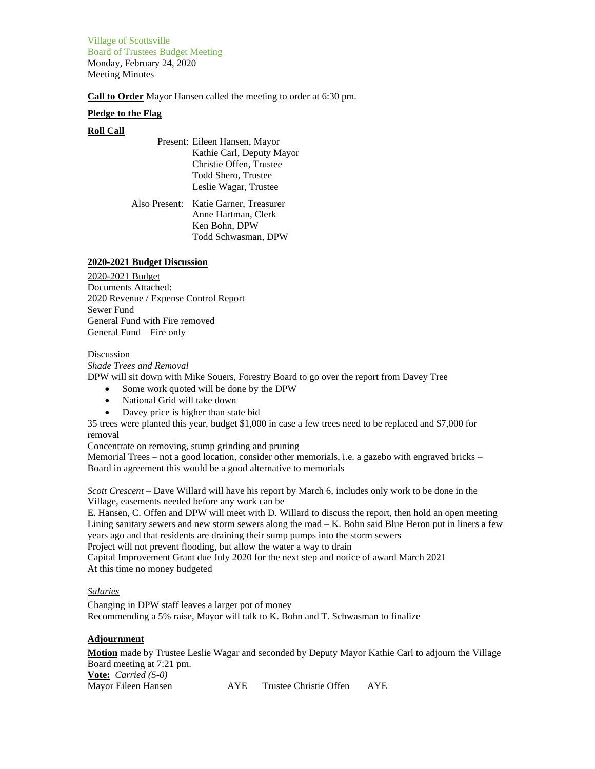Village of Scottsville
Board of Trustees Budget Meeting
Monday, February 24, 2020
Meeting Minutes

**Call to Order** Mayor Hansen called the meeting to order at 6:30 pm.

**Pledge to the Flag**

**Roll Call**

Present: Eileen Hansen, Mayor
Kathie Carl, Deputy Mayor
Christie Offen, Trustee
Todd Shero, Trustee
Leslie Wagar, Trustee

Also Present: Katie Garner, Treasurer
Anne Hartman, Clerk
Ken Bohn, DPW
Todd Schwasman, DPW

**2020-2021 Budget Discussion**

2020-2021 Budget
Documents Attached:
2020 Revenue / Expense Control Report
Sewer Fund
General Fund with Fire removed
General Fund – Fire only

Discussion

*Shade Trees and Removal*

DPW will sit down with Mike Souers, Forestry Board to go over the report from Davey Tree

- Some work quoted will be done by the DPW
- National Grid will take down
- Davey price is higher than state bid

35 trees were planted this year, budget $1,000 in case a few trees need to be replaced and $7,000 for removal
Concentrate on removing, stump grinding and pruning
Memorial Trees – not a good location, consider other memorials, i.e. a gazebo with engraved bricks – Board in agreement this would be a good alternative to memorials

*Scott Crescent* – Dave Willard will have his report by March 6, includes only work to be done in the Village, easements needed before any work can be
E. Hansen, C. Offen and DPW will meet with D. Willard to discuss the report, then hold an open meeting
Lining sanitary sewers and new storm sewers along the road – K. Bohn said Blue Heron put in liners a few years ago and that residents are draining their sump pumps into the storm sewers
Project will not prevent flooding, but allow the water a way to drain
Capital Improvement Grant due July 2020 for the next step and notice of award March 2021
At this time no money budgeted

*Salaries*

Changing in DPW staff leaves a larger pot of money
Recommending a 5% raise, Mayor will talk to K. Bohn and T. Schwasman to finalize

**Adjournment**

**Motion** made by Trustee Leslie Wagar and seconded by Deputy Mayor Kathie Carl to adjourn the Village Board meeting at 7:21 pm.
**Vote:** *Carried (5-0)*

| | | | |
|---|---|---|---|
| Mayor Eileen Hansen | AYE | Trustee Christie Offen | AYE |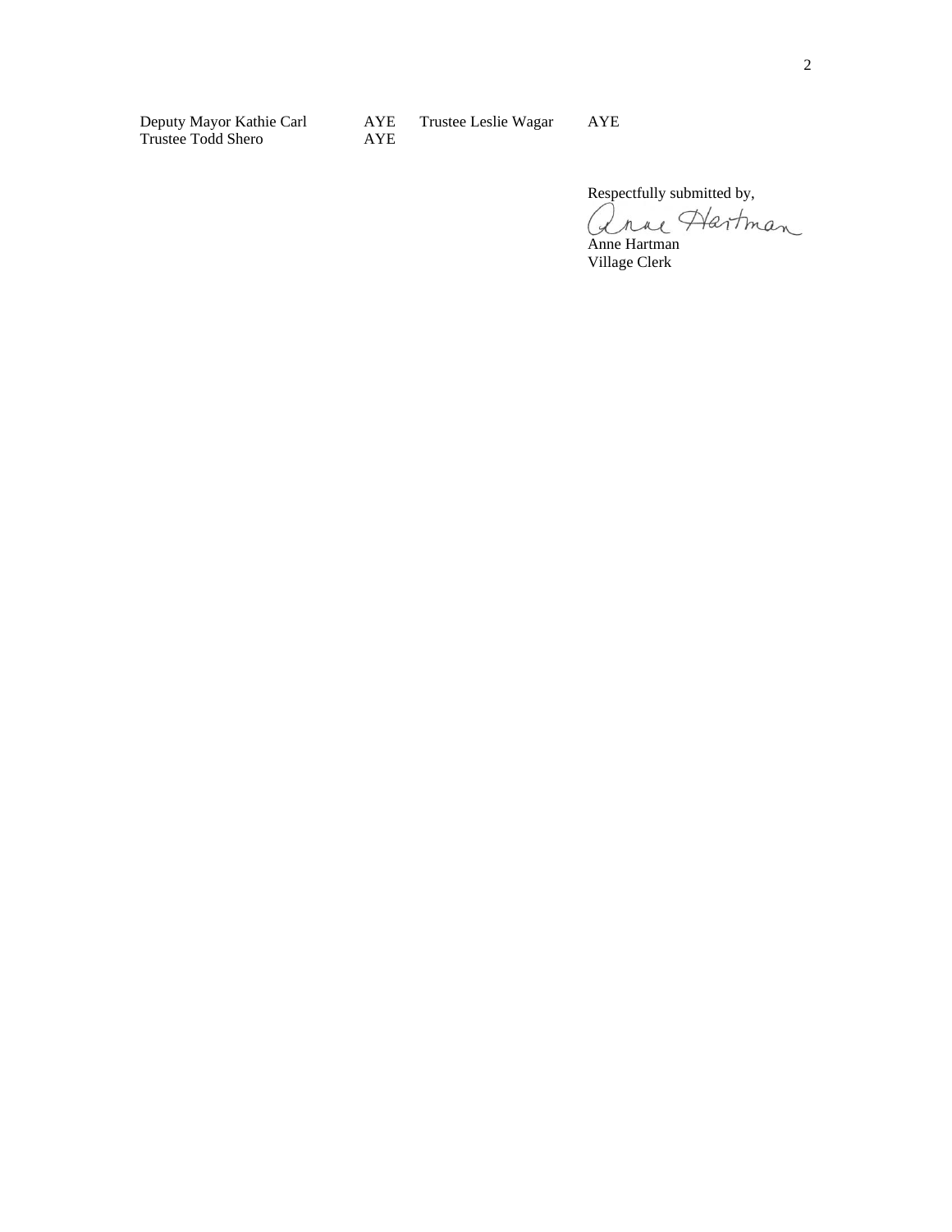| | | | |
|---|---|---|---|
| Deputy Mayor Kathie Carl | AYE | Trustee Leslie Wagar | AYE |
| Trustee Todd Shero | AYE | | |

Respectfully submitted by,

Anne Hartman

Anne Hartman
Village Clerk